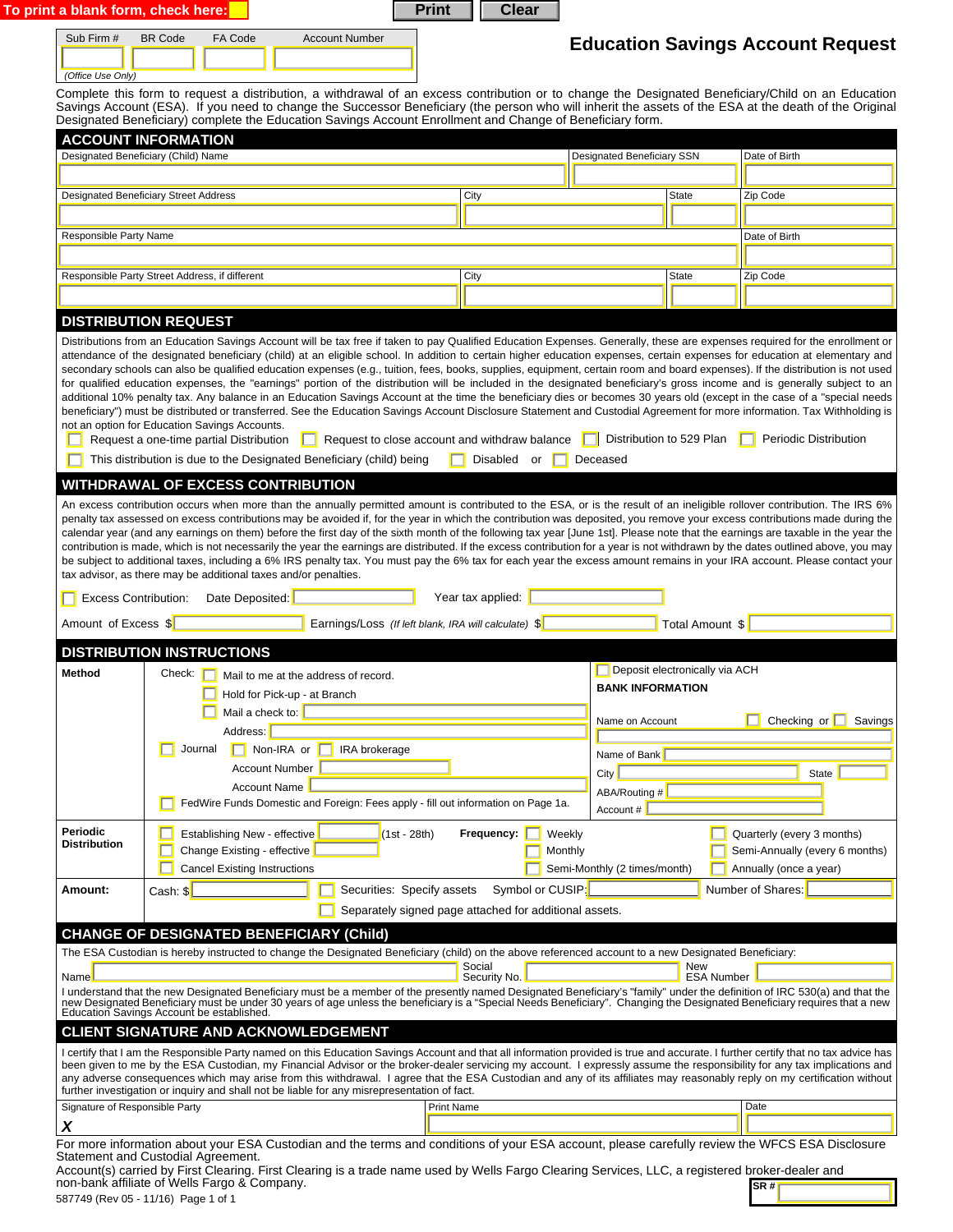To print a blank form, check here: ☐ Print Clear

| Sub Firm # | BR Code | FA Code | Account Number |
|---|---|---|---|
| | | | |

*(Office Use Only)*

# Education Savings Account Request

Complete this form to request a distribution, a withdrawal of an excess contribution or to change the Designated Beneficiary/Child on an Education Savings Account (ESA). If you need to change the Successor Beneficiary (the person who will inherit the assets of the ESA at the death of the Original Designated Beneficiary) complete the Education Savings Account Enrollment and Change of Beneficiary form.

## ACCOUNT INFORMATION

| Designated Beneficiary (Child) Name | | Designated Beneficiary SSN | Date of Birth |
|---|---|---|---|
| | | | |
| Designated Beneficiary Street Address | City | State | Zip Code |
| | | | |
| Responsible Party Name | | | Date of Birth |
| | | | |
| Responsible Party Street Address, if different | City | State | Zip Code |
| | | | |

## DISTRIBUTION REQUEST

Distributions from an Education Savings Account will be tax free if taken to pay Qualified Education Expenses. Generally, these are expenses required for the enrollment or attendance of the designated beneficiary (child) at an eligible school. In addition to certain higher education expenses, certain expenses for education at elementary and secondary schools can also be qualified education expenses (e.g., tuition, fees, books, supplies, equipment, certain room and board expenses). If the distribution is not used for qualified education expenses, the "earnings" portion of the distribution will be included in the designated beneficiary's gross income and is generally subject to an additional 10% penalty tax. Any balance in an Education Savings Account at the time the beneficiary dies or becomes 30 years old (except in the case of a "special needs beneficiary") must be distributed or transferred. See the Education Savings Account Disclosure Statement and Custodial Agreement for more information. Tax Withholding is not an option for Education Savings Accounts.

☐ Request a one-time partial Distribution ☐ Request to close account and withdraw balance ☐ Distribution to 529 Plan ☐ Periodic Distribution

☐ This distribution is due to the Designated Beneficiary (child) being ☐ Disabled or ☐ Deceased

## WITHDRAWAL OF EXCESS CONTRIBUTION

An excess contribution occurs when more than the annually permitted amount is contributed to the ESA, or is the result of an ineligible rollover contribution. The IRS 6% penalty tax assessed on excess contributions may be avoided if, for the year in which the contribution was deposited, you remove your excess contributions made during the calendar year (and any earnings on them) before the first day of the sixth month of the following tax year [June 1st]. Please note that the earnings are taxable in the year the contribution is made, which is not necessarily the year the earnings are distributed. If the excess contribution for a year is not withdrawn by the dates outlined above, you may be subject to additional taxes, including a 6% IRS penalty tax. You must pay the 6% tax for each year the excess amount remains in your IRA account. Please contact your tax advisor, as there may be additional taxes and/or penalties.

☐ Excess Contribution: Date Deposited: __________ Year tax applied: __________

Amount of Excess $__________ Earnings/Loss *(If left blank, IRA will calculate)* $__________ Total Amount $__________

## DISTRIBUTION INSTRUCTIONS

**Method**

Check: ☐ Mail to me at the address of record.
☐ Hold for Pick-up - at Branch
☐ Mail a check to: __________
Address: __________

☐ Journal ☐ Non-IRA or ☐ IRA brokerage
Account Number __________
Account Name __________

☐ FedWire Funds Domestic and Foreign: Fees apply - fill out information on Page 1a.

☐ Deposit electronically via ACH

**BANK INFORMATION**

Name on Account ☐ Checking or ☐ Savings
__________
Name of Bank __________
City __________ State __________
ABA/Routing # __________
Account # __________

**Periodic Distribution**

☐ Establishing New - effective __________ (1st - 28th)
☐ Change Existing - effective __________
☐ Cancel Existing Instructions

**Frequency:** ☐ Weekly ☐ Monthly ☐ Semi-Monthly (2 times/month) ☐ Quarterly (every 3 months) ☐ Semi-Annually (every 6 months) ☐ Annually (once a year)

**Amount:** Cash: $__________ ☐ Securities: Specify assets Symbol or CUSIP: __________ Number of Shares: __________

☐ Separately signed page attached for additional assets.

## CHANGE OF DESIGNATED BENEFICIARY (Child)

The ESA Custodian is hereby instructed to change the Designated Beneficiary (child) on the above referenced account to a new Designated Beneficiary:

Name __________ Social Security No. __________ New ESA Number __________

I understand that the new Designated Beneficiary must be a member of the presently named Designated Beneficiary's "family" under the definition of IRC 530(a) and that the new Designated Beneficiary must be under 30 years of age unless the beneficiary is a "Special Needs Beneficiary". Changing the Designated Beneficiary requires that a new Education Savings Account be established.

## CLIENT SIGNATURE AND ACKNOWLEDGEMENT

I certify that I am the Responsible Party named on this Education Savings Account and that all information provided is true and accurate. I further certify that no tax advice has been given to me by the ESA Custodian, my Financial Advisor or the broker-dealer servicing my account. I expressly assume the responsibility for any tax implications and any adverse consequences which may arise from this withdrawal. I agree that the ESA Custodian and any of its affiliates may reasonably reply on my certification without further investigation or inquiry and shall not be liable for any misrepresentation of fact.

| Signature of Responsible Party | Print Name | Date |
|---|---|---|
| **X** | | |

For more information about your ESA Custodian and the terms and conditions of your ESA account, please carefully review the WFCS ESA Disclosure Statement and Custodial Agreement.

Account(s) carried by First Clearing. First Clearing is a trade name used by Wells Fargo Clearing Services, LLC, a registered broker-dealer and non-bank affiliate of Wells Fargo & Company.

SR # __________

587749 (Rev 05 - 11/16)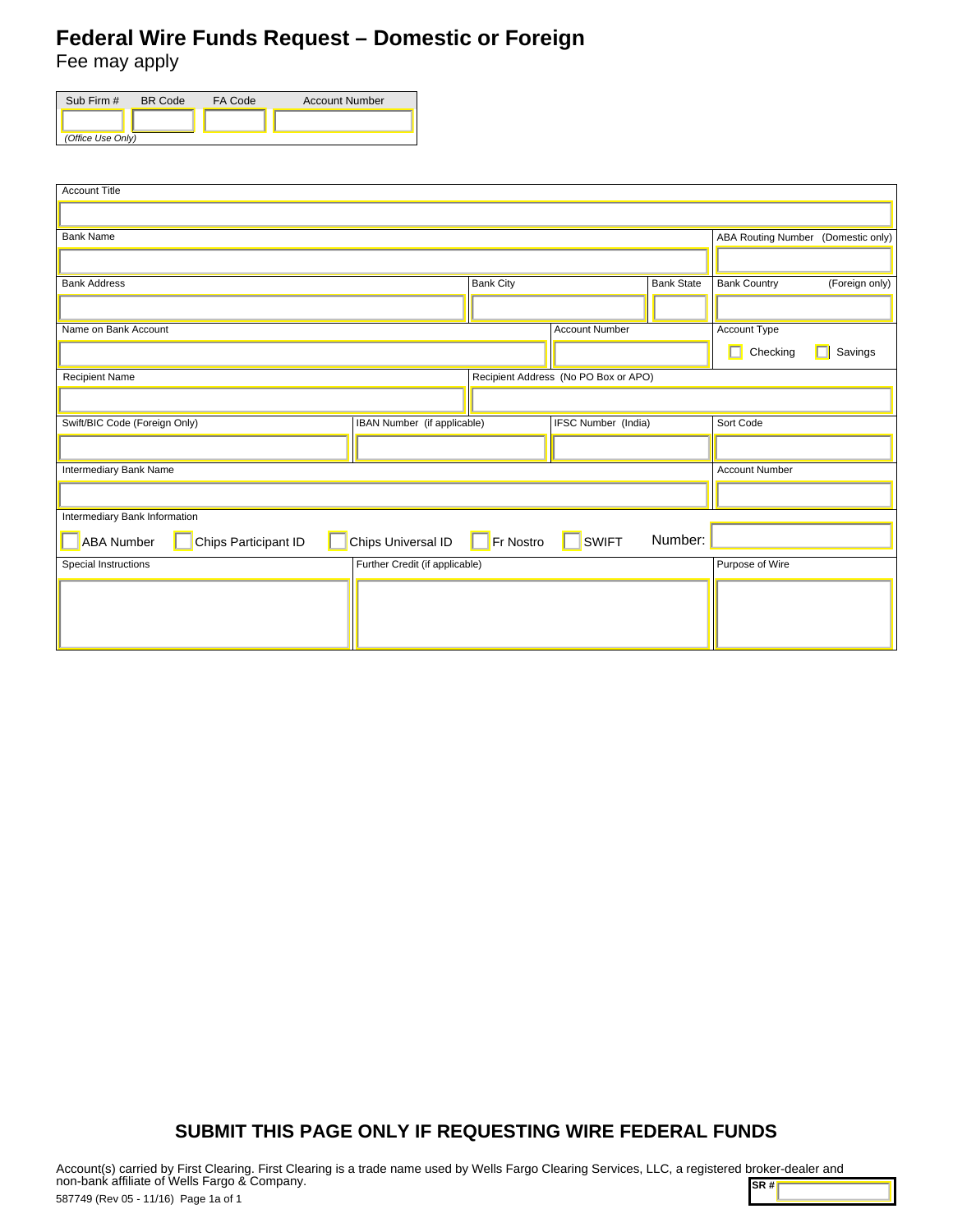# Federal Wire Funds Request – Domestic or Foreign

Fee may apply

| Sub Firm # | BR Code | FA Code | Account Number |
|---|---|---|---|
| | | | |

*(Office Use Only)*

| | | | | |
|---|---|---|---|---|
| Account Title | | | | |
| Bank Name | | | | ABA Routing Number (Domestic only) |
| Bank Address | Bank City | | Bank State | Bank Country (Foreign only) |
| Name on Bank Account | | Account Number | | Account Type ☐ Checking ☐ Savings |
| Recipient Name | Recipient Address (No PO Box or APO) | | | |
| Swift/BIC Code (Foreign Only) | IBAN Number (if applicable) | IFSC Number (India) | | Sort Code |
| Intermediary Bank Name | | | | Account Number |
| Intermediary Bank Information ☐ ABA Number ☐ Chips Participant ID ☐ Chips Universal ID ☐ Fr Nostro ☐ SWIFT Number: | | | | |
| Special Instructions | Further Credit (if applicable) | | | Purpose of Wire |

**SUBMIT THIS PAGE ONLY IF REQUESTING WIRE FEDERAL FUNDS**

Account(s) carried by First Clearing. First Clearing is a trade name used by Wells Fargo Clearing Services, LLC, a registered broker-dealer and non-bank affiliate of Wells Fargo & Company.

587749 (Rev 05 - 11/16) Page 1a of 1

SR #